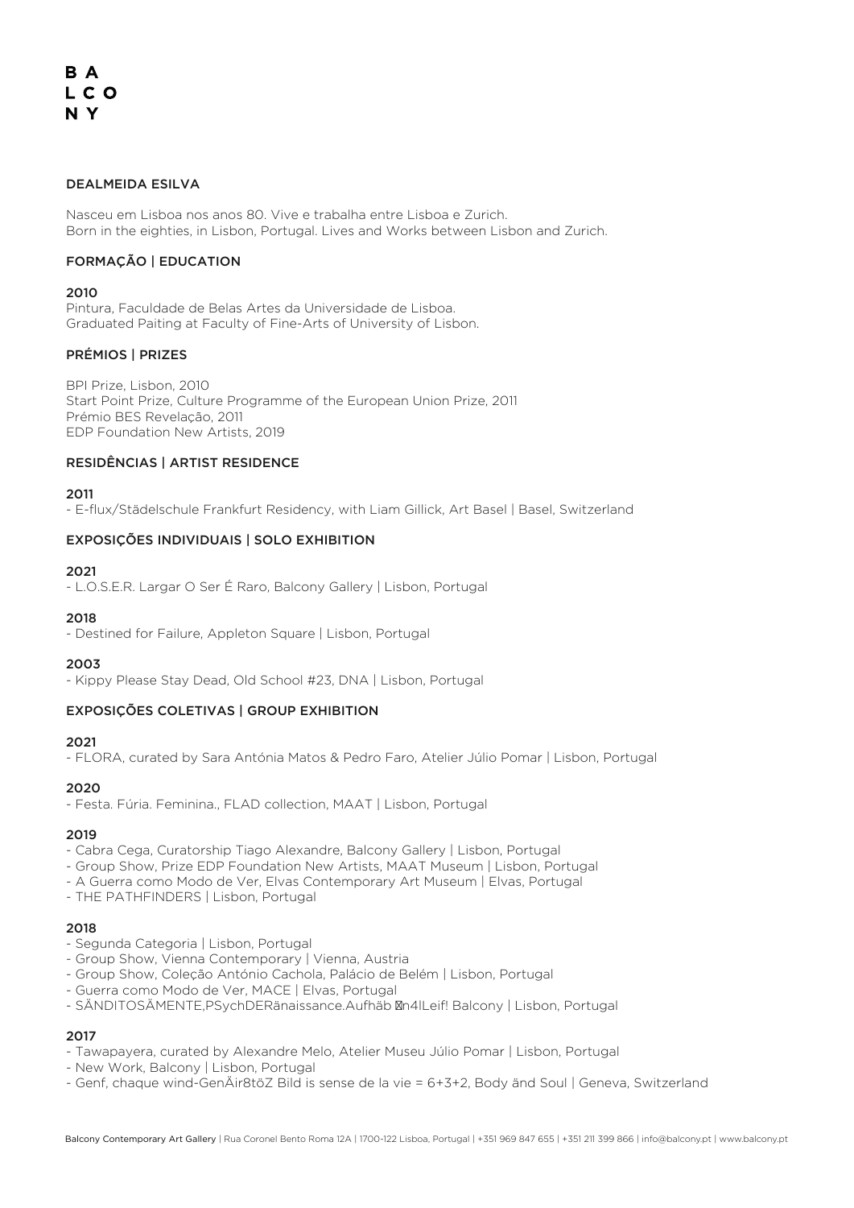B A
L C O
N Y

## DEALMEIDA ESILVA

Nasceu em Lisboa nos anos 80. Vive e trabalha entre Lisboa e Zurich.
Born in the eighties, in Lisbon, Portugal. Lives and Works between Lisbon and Zurich.

### FORMAÇÃO | EDUCATION

**2010**
Pintura, Faculdade de Belas Artes da Universidade de Lisboa.
Graduated Paiting at Faculty of Fine-Arts of University of Lisbon.

### PRÉMIOS | PRIZES

BPI Prize, Lisbon, 2010
Start Point Prize, Culture Programme of the European Union Prize, 2011
Prémio BES Revelação, 2011
EDP Foundation New Artists, 2019

### RESIDÊNCIAS | ARTIST RESIDENCE

**2011**
- E-flux/Städelschule Frankfurt Residency, with Liam Gillick, Art Basel | Basel, Switzerland

### EXPOSIÇÕES INDIVIDUAIS | SOLO EXHIBITION

**2021**
- L.O.S.E.R. Largar O Ser É Raro, Balcony Gallery | Lisbon, Portugal

**2018**
- Destined for Failure, Appleton Square | Lisbon, Portugal

**2003**
- Kippy Please Stay Dead, Old School #23, DNA | Lisbon, Portugal

### EXPOSIÇÕES COLETIVAS | GROUP EXHIBITION

**2021**
- FLORA, curated by Sara Antónia Matos & Pedro Faro, Atelier Júlio Pomar | Lisbon, Portugal

**2020**
- Festa. Fúria. Feminina., FLAD collection, MAAT | Lisbon, Portugal

**2019**
- Cabra Cega, Curatorship Tiago Alexandre, Balcony Gallery | Lisbon, Portugal
- Group Show, Prize EDP Foundation New Artists, MAAT Museum | Lisbon, Portugal
- A Guerra como Modo de Ver, Elvas Contemporary Art Museum | Elvas, Portugal
- THE PATHFINDERS | Lisbon, Portugal

**2018**
- Segunda Categoria | Lisbon, Portugal
- Group Show, Vienna Contemporary | Vienna, Austria
- Group Show, Coleção António Cachola, Palácio de Belém | Lisbon, Portugal
- Guerra como Modo de Ver, MACE | Elvas, Portugal
- SÄNDITOSÄMENTE,PSychDERänaissance.Aufhäb n4lLeif! Balcony | Lisbon, Portugal

**2017**
- Tawapayera, curated by Alexandre Melo, Atelier Museu Júlio Pomar | Lisbon, Portugal
- New Work, Balcony | Lisbon, Portugal
- Genf, chaque wind-GenÄir8töZ Bild is sense de la vie = 6+3+2, Body änd Soul | Geneva, Switzerland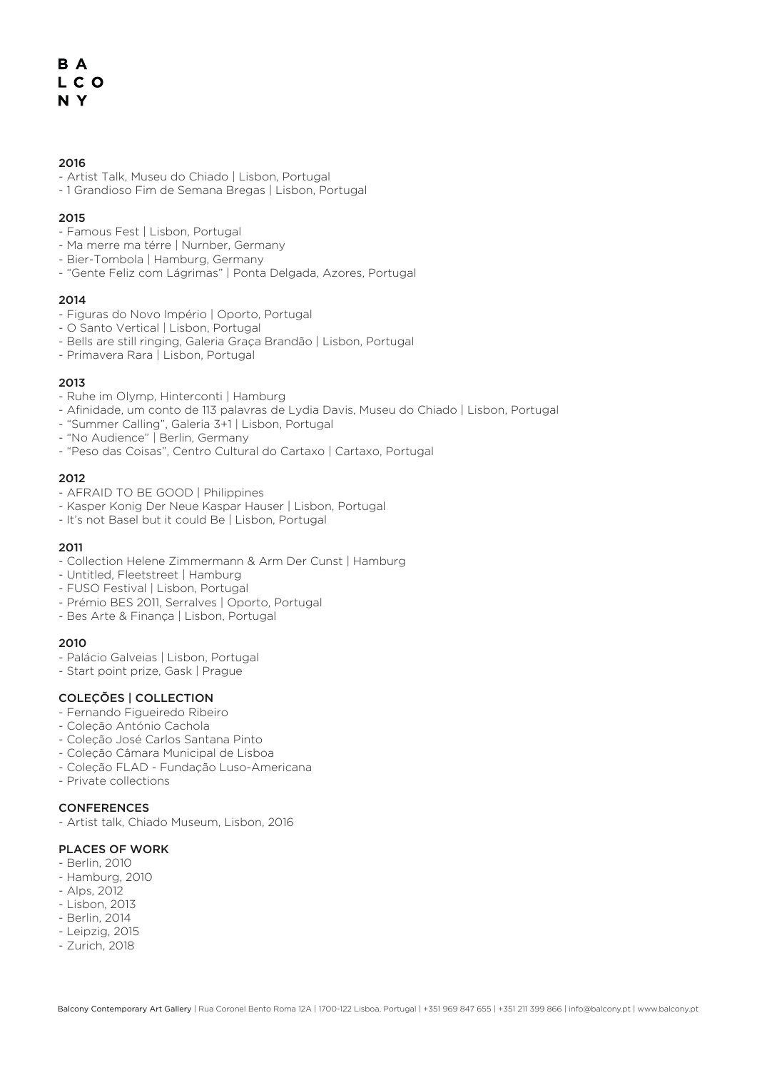## 2016

- Artist Talk, Museu do Chiado | Lisbon, Portugal
- 1 Grandioso Fim de Semana Bregas | Lisbon, Portugal

## 2015

- Famous Fest | Lisbon, Portugal
- Ma merre ma térre | Nurnber, Germany
- Bier-Tombola | Hamburg, Germany
- "Gente Feliz com Lágrimas" | Ponta Delgada, Azores, Portugal

## 2014

- Figuras do Novo Império | Oporto, Portugal
- O Santo Vertical | Lisbon, Portugal
- Bells are still ringing, Galeria Graça Brandão | Lisbon, Portugal
- Primavera Rara | Lisbon, Portugal

## 2013

- Ruhe im Olymp, Hinterconti | Hamburg
- Afinidade, um conto de 113 palavras de Lydia Davis, Museu do Chiado | Lisbon, Portugal
- "Summer Calling", Galeria 3+1 | Lisbon, Portugal
- "No Audience" | Berlin, Germany
- "Peso das Coisas", Centro Cultural do Cartaxo | Cartaxo, Portugal

## 2012

- AFRAID TO BE GOOD | Philippines
- Kasper Konig Der Neue Kaspar Hauser | Lisbon, Portugal
- It's not Basel but it could Be | Lisbon, Portugal

## 2011

- Collection Helene Zimmermann & Arm Der Cunst | Hamburg
- Untitled, Fleetstreet | Hamburg
- FUSO Festival | Lisbon, Portugal
- Prémio BES 2011, Serralves | Oporto, Portugal
- Bes Arte & Finança | Lisbon, Portugal

## 2010

- Palácio Galveias | Lisbon, Portugal
- Start point prize, Gask | Prague

## COLEÇÕES | COLLECTION

- Fernando Figueiredo Ribeiro
- Coleção António Cachola
- Coleção José Carlos Santana Pinto
- Coleção Câmara Municipal de Lisboa
- Coleção FLAD - Fundação Luso-Americana
- Private collections

## CONFERENCES

- Artist talk, Chiado Museum, Lisbon, 2016

## PLACES OF WORK

- Berlin, 2010
- Hamburg, 2010
- Alps, 2012
- Lisbon, 2013
- Berlin, 2014
- Leipzig, 2015
- Zurich, 2018